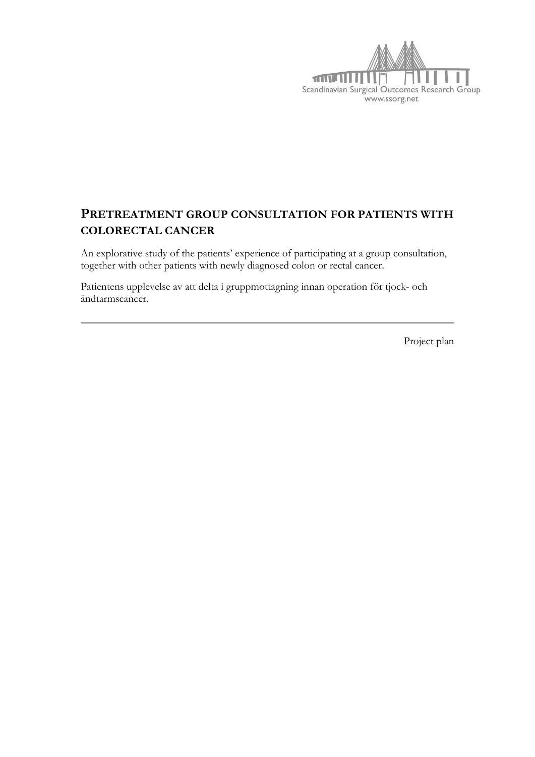Scandinavian Surgical Outcomes Research Group
www.ssorg.net

# PRETREATMENT GROUP CONSULTATION FOR PATIENTS WITH COLORECTAL CANCER

An explorative study of the patients' experience of participating at a group consultation, together with other patients with newly diagnosed colon or rectal cancer.

Patientens upplevelse av att delta i gruppmottagning innan operation för tjock- och ändtarmscancer.

---

Project plan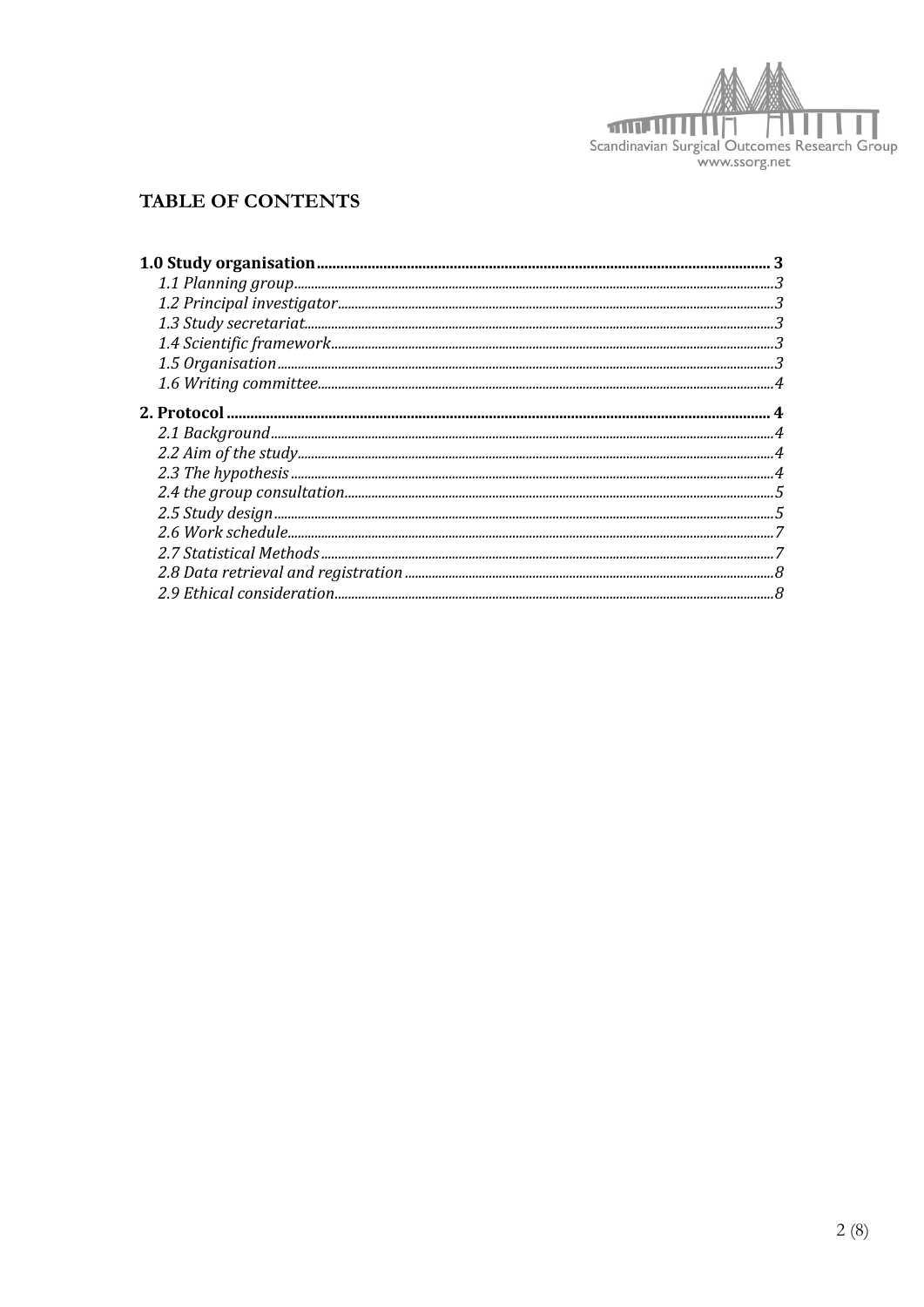# TABLE OF CONTENTS

**1.0 Study organisation .......... 3**

*1.1 Planning group .......... 3*

*1.2 Principal investigator .......... 3*

*1.3 Study secretariat .......... 3*

*1.4 Scientific framework .......... 3*

*1.5 Organisation .......... 3*

*1.6 Writing committee .......... 4*

**2. Protocol .......... 4**

*2.1 Background .......... 4*

*2.2 Aim of the study .......... 4*

*2.3 The hypothesis .......... 4*

*2.4 the group consultation .......... 5*

*2.5 Study design .......... 5*

*2.6 Work schedule .......... 7*

*2.7 Statistical Methods .......... 7*

*2.8 Data retrieval and registration .......... 8*

*2.9 Ethical consideration .......... 8*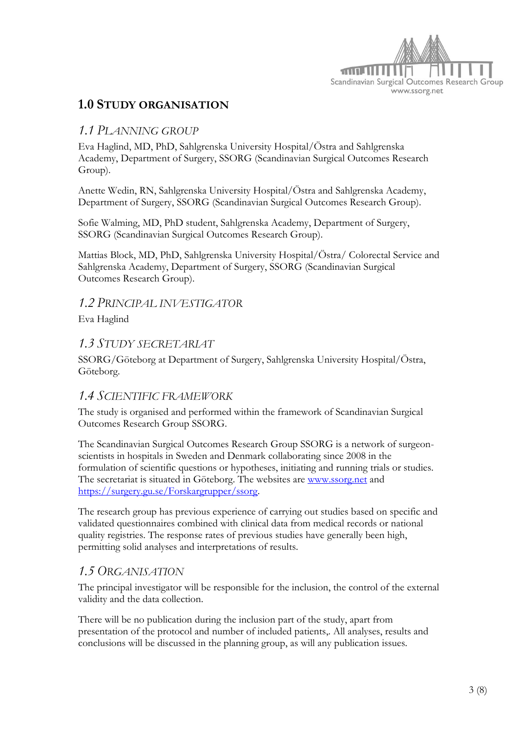# 1.0 Study organisation

## 1.1 Planning group

Eva Haglind, MD, PhD, Sahlgrenska University Hospital/Östra and Sahlgrenska Academy, Department of Surgery, SSORG (Scandinavian Surgical Outcomes Research Group).

Anette Wedin, RN, Sahlgrenska University Hospital/Östra and Sahlgrenska Academy, Department of Surgery, SSORG (Scandinavian Surgical Outcomes Research Group).

Sofie Walming, MD, PhD student, Sahlgrenska Academy, Department of Surgery, SSORG (Scandinavian Surgical Outcomes Research Group).

Mattias Block, MD, PhD, Sahlgrenska University Hospital/Östra/ Colorectal Service and Sahlgrenska Academy, Department of Surgery, SSORG (Scandinavian Surgical Outcomes Research Group).

## 1.2 Principal investigator

Eva Haglind

## 1.3 Study secretariat

SSORG/Göteborg at Department of Surgery, Sahlgrenska University Hospital/Östra, Göteborg.

## 1.4 Scientific framework

The study is organised and performed within the framework of Scandinavian Surgical Outcomes Research Group SSORG.

The Scandinavian Surgical Outcomes Research Group SSORG is a network of surgeon-scientists in hospitals in Sweden and Denmark collaborating since 2008 in the formulation of scientific questions or hypotheses, initiating and running trials or studies. The secretariat is situated in Göteborg. The websites are [www.ssorg.net](www.ssorg.net) and [https://surgery.gu.se/Forskargrupper/ssorg](https://surgery.gu.se/Forskargrupper/ssorg).

The research group has previous experience of carrying out studies based on specific and validated questionnaires combined with clinical data from medical records or national quality registries. The response rates of previous studies have generally been high, permitting solid analyses and interpretations of results.

## 1.5 Organisation

The principal investigator will be responsible for the inclusion, the control of the external validity and the data collection.

There will be no publication during the inclusion part of the study, apart from presentation of the protocol and number of included patients,. All analyses, results and conclusions will be discussed in the planning group, as will any publication issues.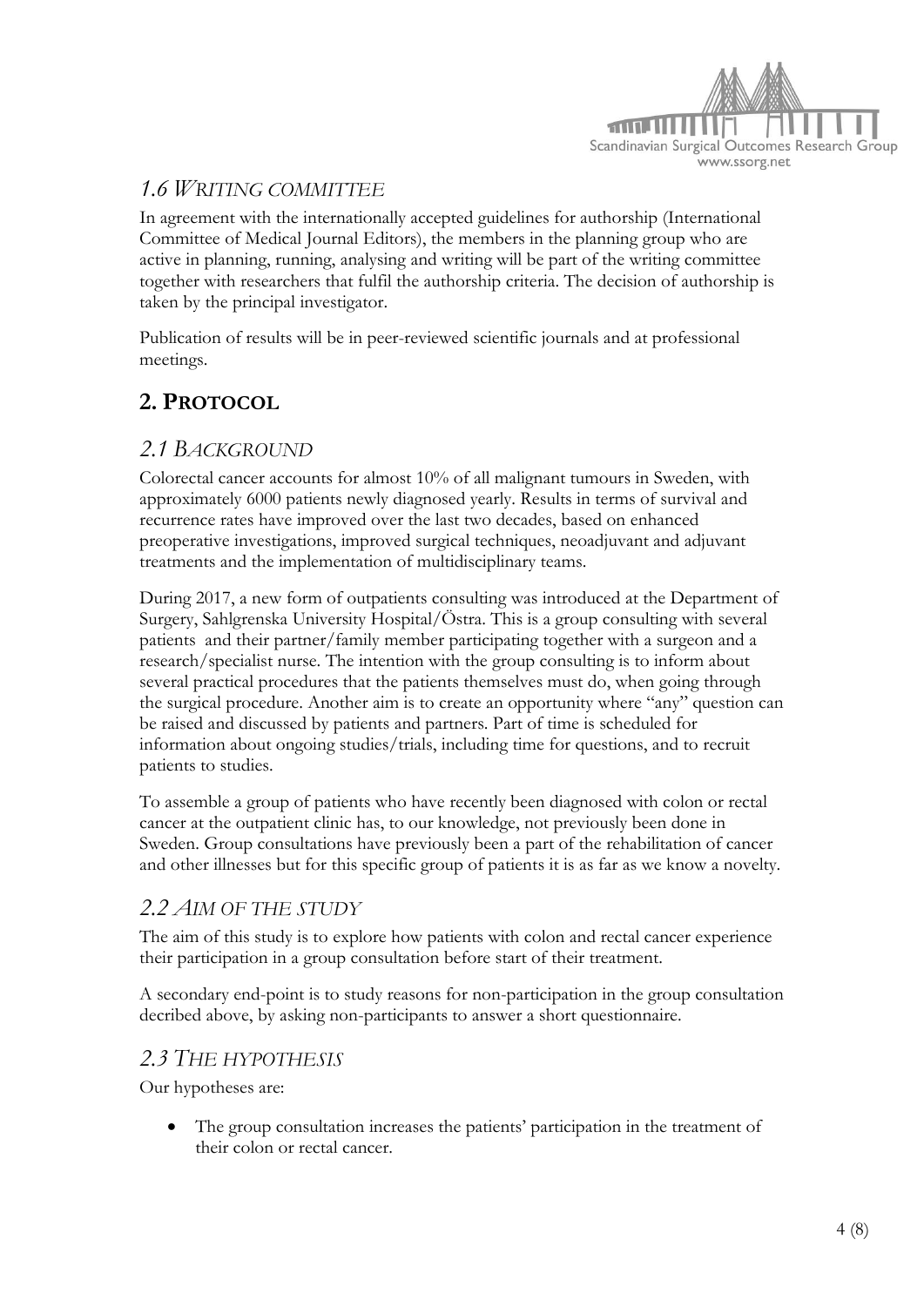## 1.6 Writing committee

In agreement with the internationally accepted guidelines for authorship (International Committee of Medical Journal Editors), the members in the planning group who are active in planning, running, analysing and writing will be part of the writing committee together with researchers that fulfil the authorship criteria. The decision of authorship is taken by the principal investigator.

Publication of results will be in peer-reviewed scientific journals and at professional meetings.

# 2. Protocol

## 2.1 Background

Colorectal cancer accounts for almost 10% of all malignant tumours in Sweden, with approximately 6000 patients newly diagnosed yearly. Results in terms of survival and recurrence rates have improved over the last two decades, based on enhanced preoperative investigations, improved surgical techniques, neoadjuvant and adjuvant treatments and the implementation of multidisciplinary teams.

During 2017, a new form of outpatients consulting was introduced at the Department of Surgery, Sahlgrenska University Hospital/Östra. This is a group consulting with several patients and their partner/family member participating together with a surgeon and a research/specialist nurse. The intention with the group consulting is to inform about several practical procedures that the patients themselves must do, when going through the surgical procedure. Another aim is to create an opportunity where "any" question can be raised and discussed by patients and partners. Part of time is scheduled for information about ongoing studies/trials, including time for questions, and to recruit patients to studies.

To assemble a group of patients who have recently been diagnosed with colon or rectal cancer at the outpatient clinic has, to our knowledge, not previously been done in Sweden. Group consultations have previously been a part of the rehabilitation of cancer and other illnesses but for this specific group of patients it is as far as we know a novelty.

## 2.2 Aim of the study

The aim of this study is to explore how patients with colon and rectal cancer experience their participation in a group consultation before start of their treatment.

A secondary end-point is to study reasons for non-participation in the group consultation decribed above, by asking non-participants to answer a short questionnaire.

## 2.3 The hypothesis

Our hypotheses are:

- The group consultation increases the patients' participation in the treatment of their colon or rectal cancer.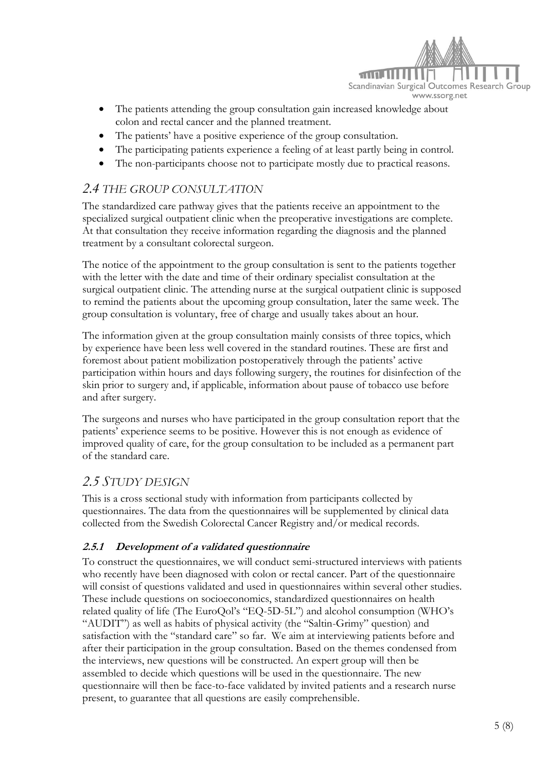- The patients attending the group consultation gain increased knowledge about colon and rectal cancer and the planned treatment.
- The patients' have a positive experience of the group consultation.
- The participating patients experience a feeling of at least partly being in control.
- The non-participants choose not to participate mostly due to practical reasons.

## *2.4 THE GROUP CONSULTATION*

The standardized care pathway gives that the patients receive an appointment to the specialized surgical outpatient clinic when the preoperative investigations are complete. At that consultation they receive information regarding the diagnosis and the planned treatment by a consultant colorectal surgeon.

The notice of the appointment to the group consultation is sent to the patients together with the letter with the date and time of their ordinary specialist consultation at the surgical outpatient clinic. The attending nurse at the surgical outpatient clinic is supposed to remind the patients about the upcoming group consultation, later the same week. The group consultation is voluntary, free of charge and usually takes about an hour.

The information given at the group consultation mainly consists of three topics, which by experience have been less well covered in the standard routines. These are first and foremost about patient mobilization postoperatively through the patients' active participation within hours and days following surgery, the routines for disinfection of the skin prior to surgery and, if applicable, information about pause of tobacco use before and after surgery.

The surgeons and nurses who have participated in the group consultation report that the patients' experience seems to be positive. However this is not enough as evidence of improved quality of care, for the group consultation to be included as a permanent part of the standard care.

## *2.5 STUDY DESIGN*

This is a cross sectional study with information from participants collected by questionnaires. The data from the questionnaires will be supplemented by clinical data collected from the Swedish Colorectal Cancer Registry and/or medical records.

### **2.5.1 Development of a validated questionnaire**

To construct the questionnaires, we will conduct semi-structured interviews with patients who recently have been diagnosed with colon or rectal cancer. Part of the questionnaire will consist of questions validated and used in questionnaires within several other studies. These include questions on socioeconomics, standardized questionnaires on health related quality of life (The EuroQol's "EQ-5D-5L") and alcohol consumption (WHO's "AUDIT") as well as habits of physical activity (the "Saltin-Grimy" question) and satisfaction with the "standard care" so far. We aim at interviewing patients before and after their participation in the group consultation. Based on the themes condensed from the interviews, new questions will be constructed. An expert group will then be assembled to decide which questions will be used in the questionnaire. The new questionnaire will then be face-to-face validated by invited patients and a research nurse present, to guarantee that all questions are easily comprehensible.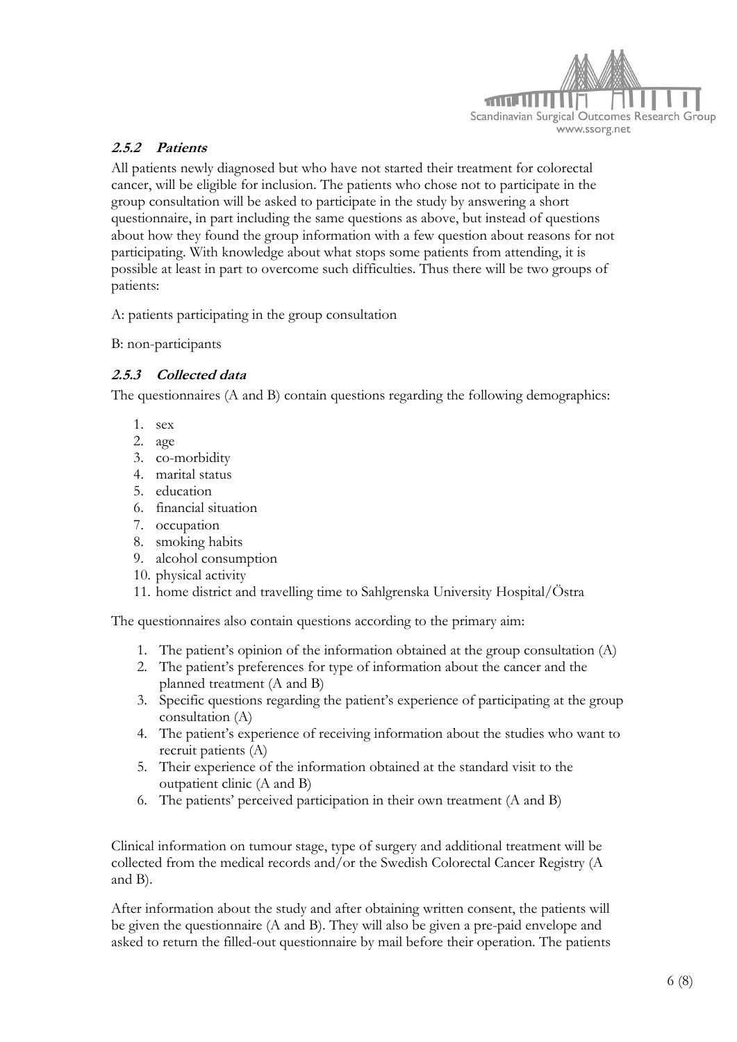### *2.5.2 Patients*

All patients newly diagnosed but who have not started their treatment for colorectal cancer, will be eligible for inclusion. The patients who chose not to participate in the group consultation will be asked to participate in the study by answering a short questionnaire, in part including the same questions as above, but instead of questions about how they found the group information with a few question about reasons for not participating. With knowledge about what stops some patients from attending, it is possible at least in part to overcome such difficulties. Thus there will be two groups of patients:

A: patients participating in the group consultation

B: non-participants

### *2.5.3 Collected data*

The questionnaires (A and B) contain questions regarding the following demographics:

1. sex
2. age
3. co-morbidity
4. marital status
5. education
6. financial situation
7. occupation
8. smoking habits
9. alcohol consumption
10. physical activity
11. home district and travelling time to Sahlgrenska University Hospital/Östra

The questionnaires also contain questions according to the primary aim:

1. The patient's opinion of the information obtained at the group consultation (A)
2. The patient's preferences for type of information about the cancer and the planned treatment (A and B)
3. Specific questions regarding the patient's experience of participating at the group consultation (A)
4. The patient's experience of receiving information about the studies who want to recruit patients (A)
5. Their experience of the information obtained at the standard visit to the outpatient clinic (A and B)
6. The patients' perceived participation in their own treatment (A and B)

Clinical information on tumour stage, type of surgery and additional treatment will be collected from the medical records and/or the Swedish Colorectal Cancer Registry (A and B).

After information about the study and after obtaining written consent, the patients will be given the questionnaire (A and B). They will also be given a pre-paid envelope and asked to return the filled-out questionnaire by mail before their operation. The patients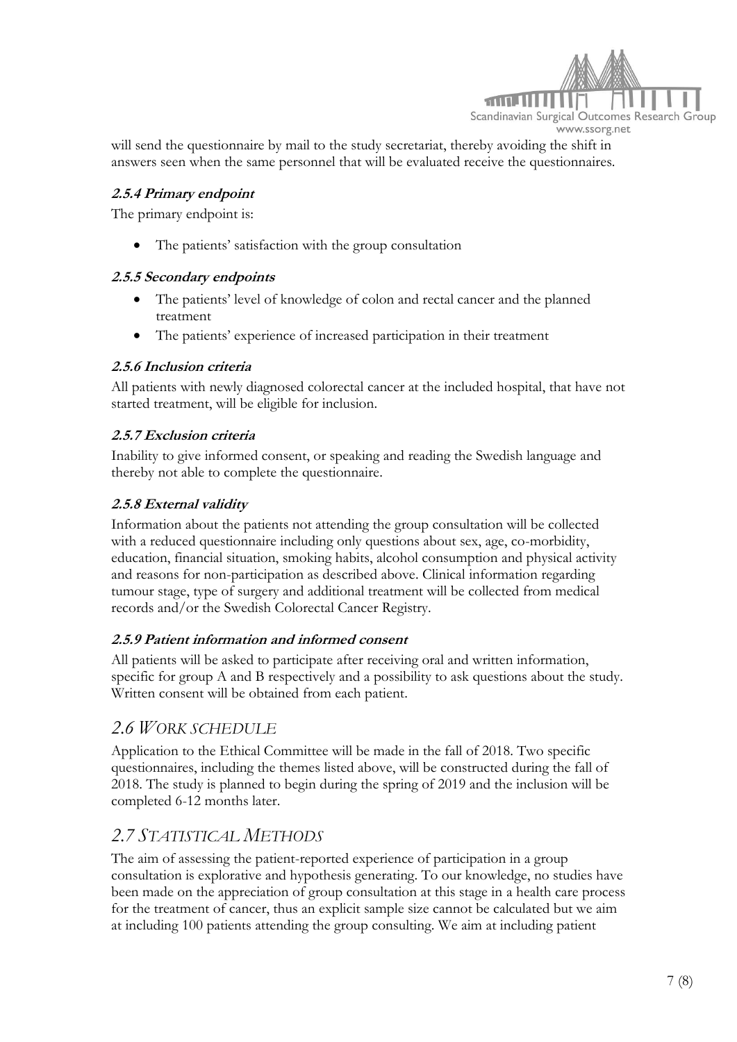will send the questionnaire by mail to the study secretariat, thereby avoiding the shift in answers seen when the same personnel that will be evaluated receive the questionnaires.

### 2.5.4 Primary endpoint

The primary endpoint is:

- The patients' satisfaction with the group consultation

### 2.5.5 Secondary endpoints

- The patients' level of knowledge of colon and rectal cancer and the planned treatment
- The patients' experience of increased participation in their treatment

### 2.5.6 Inclusion criteria

All patients with newly diagnosed colorectal cancer at the included hospital, that have not started treatment, will be eligible for inclusion.

### 2.5.7 Exclusion criteria

Inability to give informed consent, or speaking and reading the Swedish language and thereby not able to complete the questionnaire.

### 2.5.8 External validity

Information about the patients not attending the group consultation will be collected with a reduced questionnaire including only questions about sex, age, co-morbidity, education, financial situation, smoking habits, alcohol consumption and physical activity and reasons for non-participation as described above. Clinical information regarding tumour stage, type of surgery and additional treatment will be collected from medical records and/or the Swedish Colorectal Cancer Registry.

### 2.5.9 Patient information and informed consent

All patients will be asked to participate after receiving oral and written information, specific for group A and B respectively and a possibility to ask questions about the study. Written consent will be obtained from each patient.

## 2.6 Work Schedule

Application to the Ethical Committee will be made in the fall of 2018. Two specific questionnaires, including the themes listed above, will be constructed during the fall of 2018. The study is planned to begin during the spring of 2019 and the inclusion will be completed 6-12 months later.

## 2.7 Statistical Methods

The aim of assessing the patient-reported experience of participation in a group consultation is explorative and hypothesis generating. To our knowledge, no studies have been made on the appreciation of group consultation at this stage in a health care process for the treatment of cancer, thus an explicit sample size cannot be calculated but we aim at including 100 patients attending the group consulting. We aim at including patient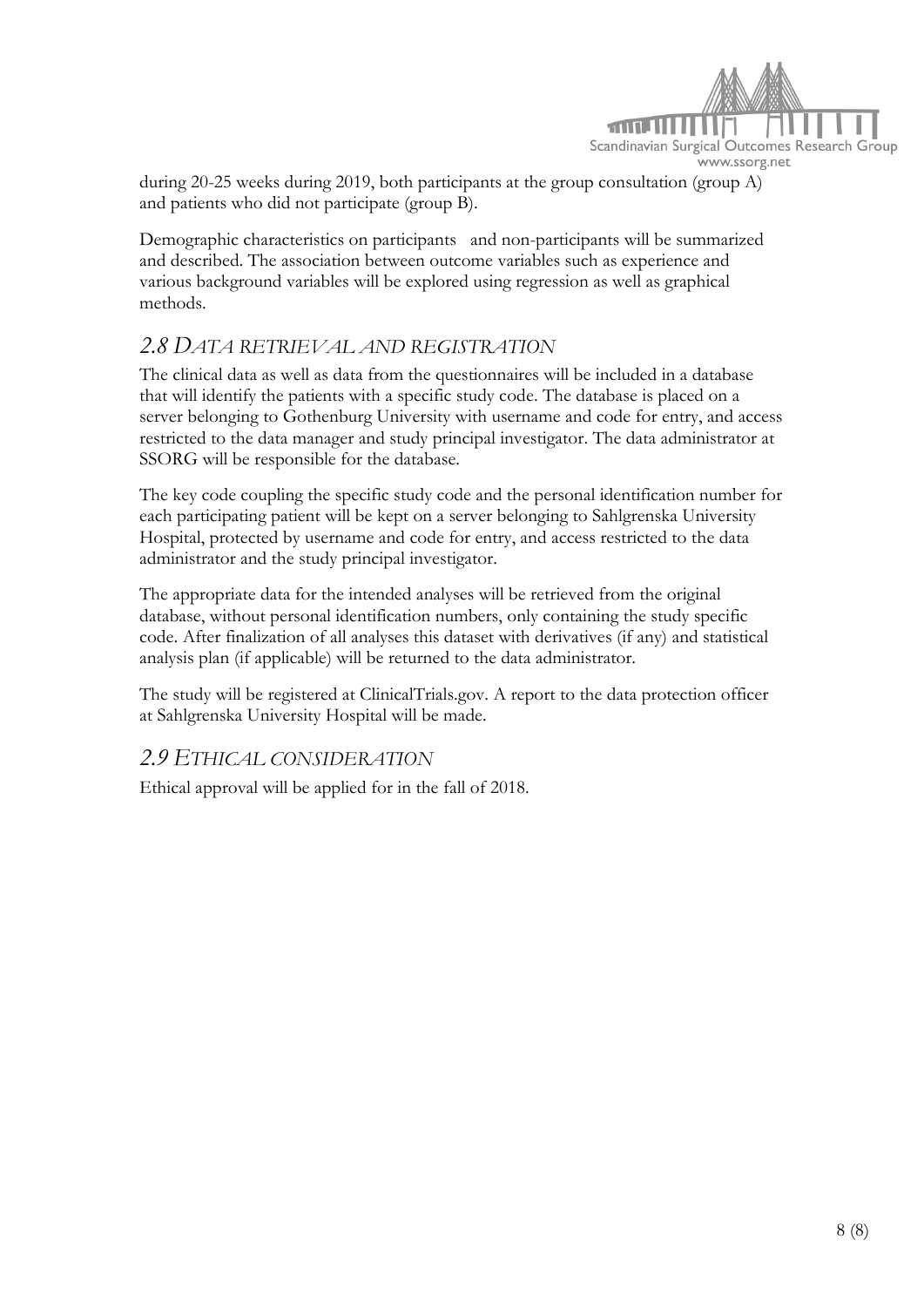during 20-25 weeks during 2019, both participants at the group consultation (group A) and patients who did not participate (group B).

Demographic characteristics on participants and non-participants will be summarized and described. The association between outcome variables such as experience and various background variables will be explored using regression as well as graphical methods.

## *2.8 Data retrieval and registration*

The clinical data as well as data from the questionnaires will be included in a database that will identify the patients with a specific study code. The database is placed on a server belonging to Gothenburg University with username and code for entry, and access restricted to the data manager and study principal investigator. The data administrator at SSORG will be responsible for the database.

The key code coupling the specific study code and the personal identification number for each participating patient will be kept on a server belonging to Sahlgrenska University Hospital, protected by username and code for entry, and access restricted to the data administrator and the study principal investigator.

The appropriate data for the intended analyses will be retrieved from the original database, without personal identification numbers, only containing the study specific code. After finalization of all analyses this dataset with derivatives (if any) and statistical analysis plan (if applicable) will be returned to the data administrator.

The study will be registered at ClinicalTrials.gov. A report to the data protection officer at Sahlgrenska University Hospital will be made.

## *2.9 Ethical consideration*

Ethical approval will be applied for in the fall of 2018.